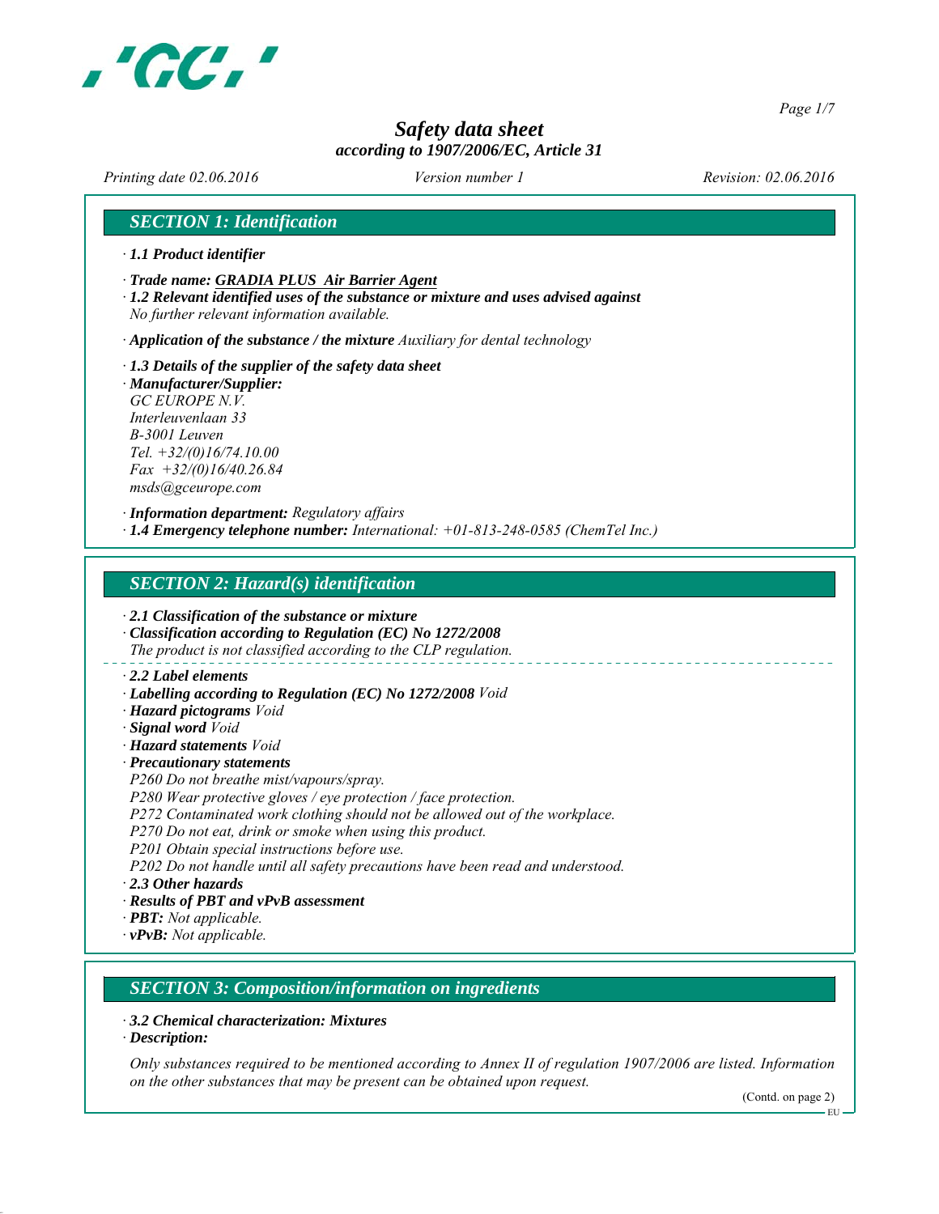# Safety data sheet

*according to 1907/2006/EC, Article 31*

*Printing date 02.06.2016* *Version number 1* *Revision: 02.06.2016*

## SECTION 1: Identification

· **1.1 Product identifier**

· **Trade name: GRADIA PLUS Air Barrier Agent**

· **1.2 Relevant identified uses of the substance or mixture and uses advised against**
No further relevant information available.

· **Application of the substance / the mixture** Auxiliary for dental technology

· **1.3 Details of the supplier of the safety data sheet**

· **Manufacturer/Supplier:**
GC EUROPE N.V.
Interleuvenlaan 33
B-3001 Leuven
Tel. +32/(0)16/74.10.00
Fax +32/(0)16/40.26.84
msds@gceurope.com

· **Information department:** Regulatory affairs

· **1.4 Emergency telephone number:** International: +01-813-248-0585 (ChemTel Inc.)

## SECTION 2: Hazard(s) identification

· **2.1 Classification of the substance or mixture**

· **Classification according to Regulation (EC) No 1272/2008**
The product is not classified according to the CLP regulation.

· **2.2 Label elements**

· **Labelling according to Regulation (EC) No 1272/2008** Void

· **Hazard pictograms** Void

· **Signal word** Void

· **Hazard statements** Void

· **Precautionary statements**
P260 Do not breathe mist/vapours/spray.
P280 Wear protective gloves / eye protection / face protection.
P272 Contaminated work clothing should not be allowed out of the workplace.
P270 Do not eat, drink or smoke when using this product.
P201 Obtain special instructions before use.
P202 Do not handle until all safety precautions have been read and understood.

· **2.3 Other hazards**

· **Results of PBT and vPvB assessment**

· **PBT:** Not applicable.

· **vPvB:** Not applicable.

## SECTION 3: Composition/information on ingredients

· **3.2 Chemical characterization: Mixtures**

· **Description:**

Only substances required to be mentioned according to Annex II of regulation 1907/2006 are listed. Information on the other substances that may be present can be obtained upon request.

(Contd. on page 2)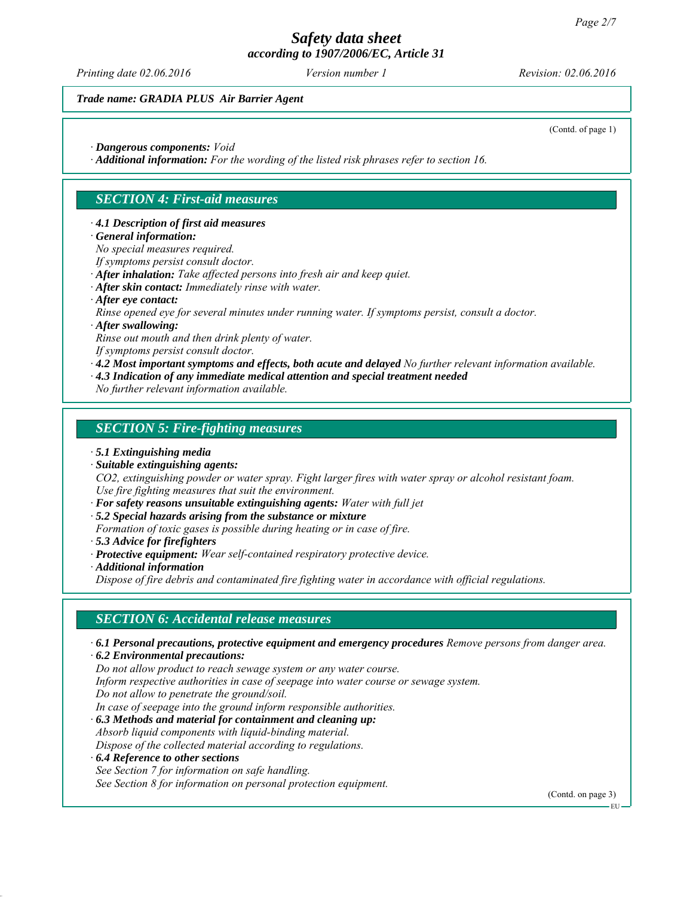(Contd. of page 1)

· **Dangerous components:** *Void*
· **Additional information:** *For the wording of the listed risk phrases refer to section 16.*

## SECTION 4: First-aid measures

· **4.1 Description of first aid measures**
· **General information:**
*No special measures required.*
*If symptoms persist consult doctor.*
· **After inhalation:** *Take affected persons into fresh air and keep quiet.*
· **After skin contact:** *Immediately rinse with water.*
· **After eye contact:**
*Rinse opened eye for several minutes under running water. If symptoms persist, consult a doctor.*
· **After swallowing:**
*Rinse out mouth and then drink plenty of water.*
*If symptoms persist consult doctor.*
· **4.2 Most important symptoms and effects, both acute and delayed** *No further relevant information available.*
· **4.3 Indication of any immediate medical attention and special treatment needed**
*No further relevant information available.*

## SECTION 5: Fire-fighting measures

· **5.1 Extinguishing media**
· **Suitable extinguishing agents:**
*$CO_2$, extinguishing powder or water spray. Fight larger fires with water spray or alcohol resistant foam.*
*Use fire fighting measures that suit the environment.*
· **For safety reasons unsuitable extinguishing agents:** *Water with full jet*
· **5.2 Special hazards arising from the substance or mixture**
*Formation of toxic gases is possible during heating or in case of fire.*
· **5.3 Advice for firefighters**
· **Protective equipment:** *Wear self-contained respiratory protective device.*
· **Additional information**
*Dispose of fire debris and contaminated fire fighting water in accordance with official regulations.*

## SECTION 6: Accidental release measures

· **6.1 Personal precautions, protective equipment and emergency procedures** *Remove persons from danger area.*
· **6.2 Environmental precautions:**
*Do not allow product to reach sewage system or any water course.*
*Inform respective authorities in case of seepage into water course or sewage system.*
*Do not allow to penetrate the ground/soil.*
*In case of seepage into the ground inform responsible authorities.*
· **6.3 Methods and material for containment and cleaning up:**
*Absorb liquid components with liquid-binding material.*
*Dispose of the collected material according to regulations.*
· **6.4 Reference to other sections**
*See Section 7 for information on safe handling.*
*See Section 8 for information on personal protection equipment.*

(Contd. on page 3)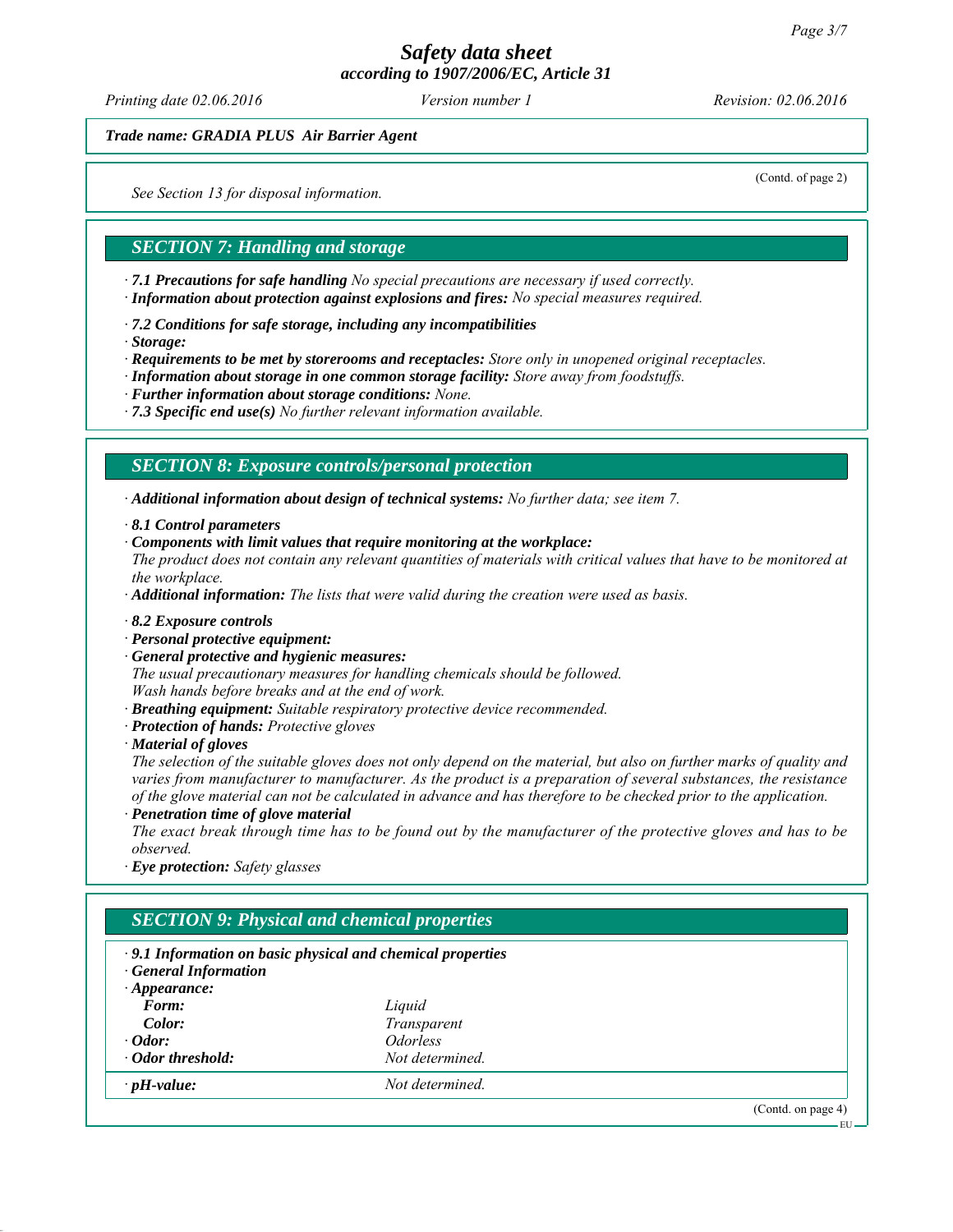*Trade name: GRADIA PLUS Air Barrier Agent*

(Contd. of page 2)

*See Section 13 for disposal information.*

## SECTION 7: Handling and storage

· **7.1 Precautions for safe handling** *No special precautions are necessary if used correctly.*
· **Information about protection against explosions and fires:** *No special measures required.*

· **7.2 Conditions for safe storage, including any incompatibilities**
· **Storage:**
· **Requirements to be met by storerooms and receptacles:** *Store only in unopened original receptacles.*
· **Information about storage in one common storage facility:** *Store away from foodstuffs.*
· **Further information about storage conditions:** *None.*
· **7.3 Specific end use(s)** *No further relevant information available.*

## SECTION 8: Exposure controls/personal protection

· **Additional information about design of technical systems:** *No further data; see item 7.*

· **8.1 Control parameters**
· **Components with limit values that require monitoring at the workplace:**
*The product does not contain any relevant quantities of materials with critical values that have to be monitored at the workplace.*
· **Additional information:** *The lists that were valid during the creation were used as basis.*

· **8.2 Exposure controls**
· **Personal protective equipment:**
· **General protective and hygienic measures:**
*The usual precautionary measures for handling chemicals should be followed.*
*Wash hands before breaks and at the end of work.*
· **Breathing equipment:** *Suitable respiratory protective device recommended.*
· **Protection of hands:** *Protective gloves*
· **Material of gloves**
*The selection of the suitable gloves does not only depend on the material, but also on further marks of quality and varies from manufacturer to manufacturer. As the product is a preparation of several substances, the resistance of the glove material can not be calculated in advance and has therefore to be checked prior to the application.*
· **Penetration time of glove material**
*The exact break through time has to be found out by the manufacturer of the protective gloves and has to be observed.*
· **Eye protection:** *Safety glasses*

## SECTION 9: Physical and chemical properties

· **9.1 Information on basic physical and chemical properties**
· **General Information**
· **Appearance:**

| | |
|---|---|
| **Form:** | *Liquid* |
| **Color:** | *Transparent* |
| · **Odor:** | *Odorless* |
| · **Odor threshold:** | *Not determined.* |
| · **pH-value:** | *Not determined.* |

(Contd. on page 4)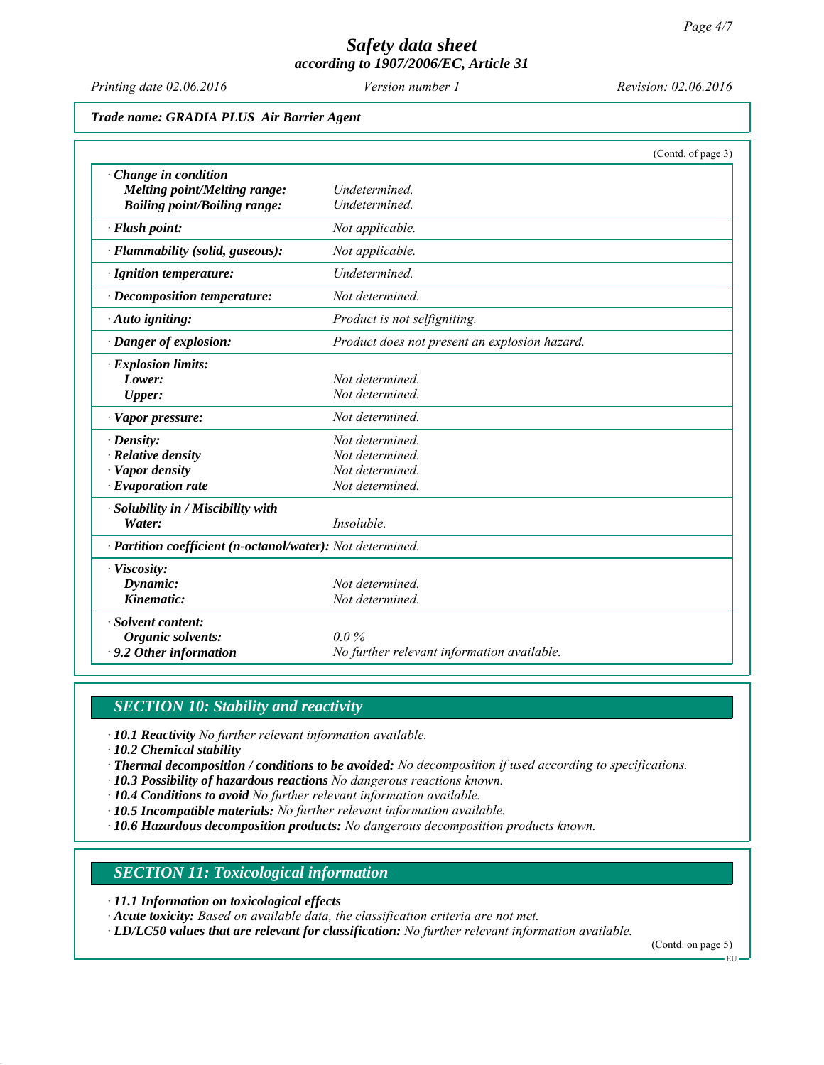*Trade name: GRADIA PLUS Air Barrier Agent*

(Contd. of page 3)

| | |
|---|---|
| · ***Change in condition*** | |
| ***Melting point/Melting range:*** | *Undetermined.* |
| ***Boiling point/Boiling range:*** | *Undetermined.* |
| · ***Flash point:*** | *Not applicable.* |
| · ***Flammability (solid, gaseous):*** | *Not applicable.* |
| · ***Ignition temperature:*** | *Undetermined.* |
| · ***Decomposition temperature:*** | *Not determined.* |
| · ***Auto igniting:*** | *Product is not selfigniting.* |
| · ***Danger of explosion:*** | *Product does not present an explosion hazard.* |
| · ***Explosion limits:*** | |
| ***Lower:*** | *Not determined.* |
| ***Upper:*** | *Not determined.* |
| · ***Vapor pressure:*** | *Not determined.* |
| · ***Density:*** | *Not determined.* |
| · ***Relative density*** | *Not determined.* |
| · ***Vapor density*** | *Not determined.* |
| · ***Evaporation rate*** | *Not determined.* |
| · ***Solubility in / Miscibility with*** | |
| ***Water:*** | *Insoluble.* |
| · ***Partition coefficient (n-octanol/water):*** | *Not determined.* |
| · ***Viscosity:*** | |
| ***Dynamic:*** | *Not determined.* |
| ***Kinematic:*** | *Not determined.* |
| · ***Solvent content:*** | |
| ***Organic solvents:*** | *0.0 %* |
| · ***9.2 Other information*** | *No further relevant information available.* |

## *SECTION 10: Stability and reactivity*

· ***10.1 Reactivity*** *No further relevant information available.*
· ***10.2 Chemical stability***
· ***Thermal decomposition / conditions to be avoided:*** *No decomposition if used according to specifications.*
· ***10.3 Possibility of hazardous reactions*** *No dangerous reactions known.*
· ***10.4 Conditions to avoid*** *No further relevant information available.*
· ***10.5 Incompatible materials:*** *No further relevant information available.*
· ***10.6 Hazardous decomposition products:*** *No dangerous decomposition products known.*

## *SECTION 11: Toxicological information*

· ***11.1 Information on toxicological effects***
· ***Acute toxicity:*** *Based on available data, the classification criteria are not met.*
· ***LD/LC50 values that are relevant for classification:*** *No further relevant information available.*

(Contd. on page 5)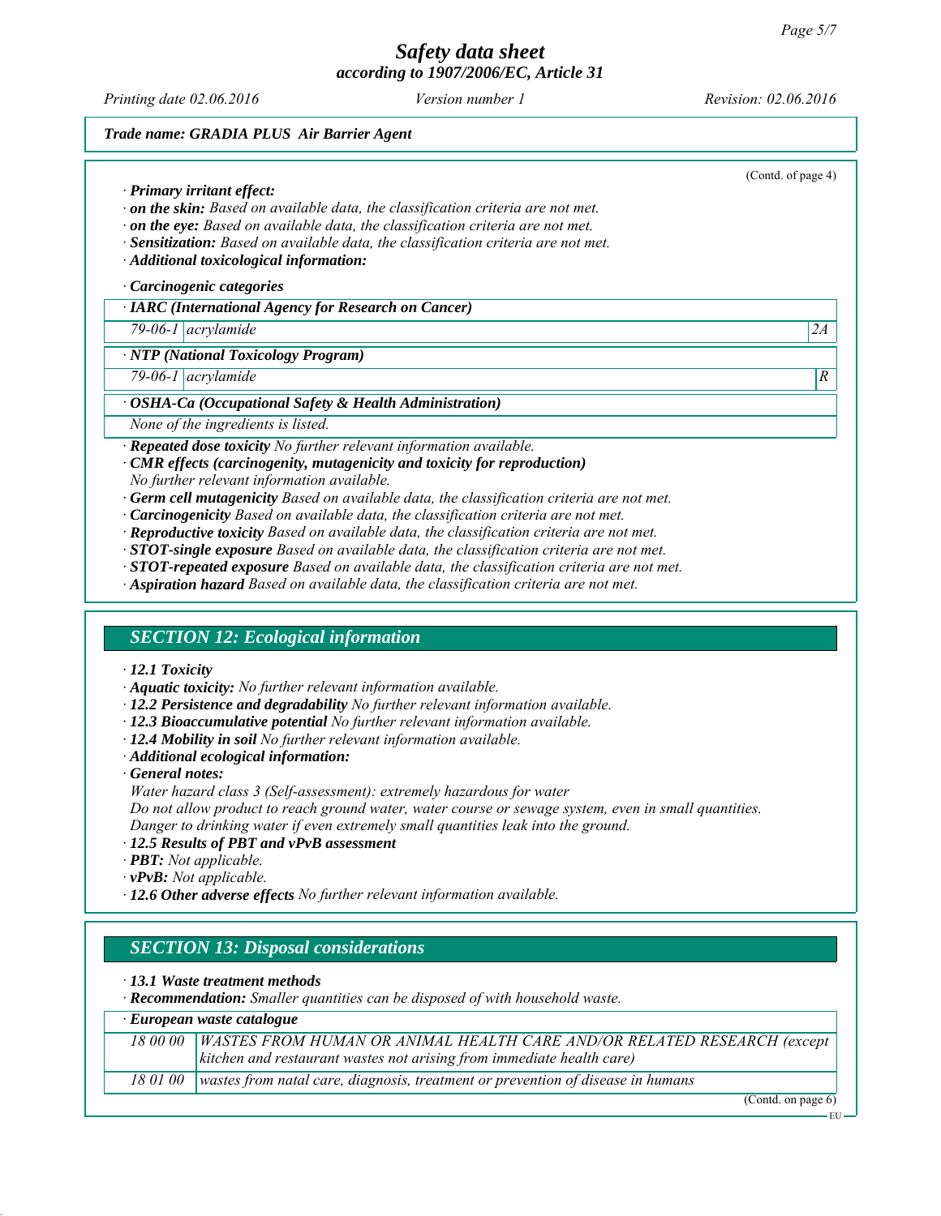*Trade name: GRADIA PLUS Air Barrier Agent*

(Contd. of page 4)

· **Primary irritant effect:**
· **on the skin:** Based on available data, the classification criteria are not met.
· **on the eye:** Based on available data, the classification criteria are not met.
· **Sensitization:** Based on available data, the classification criteria are not met.
· **Additional toxicological information:**

· **Carcinogenic categories**

| · **IARC (International Agency for Research on Cancer)** | | |
|---|---|---|
| 79-06-1 | acrylamide | 2A |

| · **NTP (National Toxicology Program)** | | |
|---|---|---|
| 79-06-1 | acrylamide | R |

| · **OSHA-Ca (Occupational Safety & Health Administration)** |
|---|
| None of the ingredients is listed. |

· **Repeated dose toxicity** No further relevant information available.
· **CMR effects (carcinogenity, mutagenicity and toxicity for reproduction)**
No further relevant information available.
· **Germ cell mutagenicity** Based on available data, the classification criteria are not met.
· **Carcinogenicity** Based on available data, the classification criteria are not met.
· **Reproductive toxicity** Based on available data, the classification criteria are not met.
· **STOT-single exposure** Based on available data, the classification criteria are not met.
· **STOT-repeated exposure** Based on available data, the classification criteria are not met.
· **Aspiration hazard** Based on available data, the classification criteria are not met.

## SECTION 12: Ecological information

· **12.1 Toxicity**
· **Aquatic toxicity:** No further relevant information available.
· **12.2 Persistence and degradability** No further relevant information available.
· **12.3 Bioaccumulative potential** No further relevant information available.
· **12.4 Mobility in soil** No further relevant information available.
· **Additional ecological information:**
· **General notes:**
Water hazard class 3 (Self-assessment): extremely hazardous for water
Do not allow product to reach ground water, water course or sewage system, even in small quantities.
Danger to drinking water if even extremely small quantities leak into the ground.
· **12.5 Results of PBT and vPvB assessment**
· **PBT:** Not applicable.
· **vPvB:** Not applicable.
· **12.6 Other adverse effects** No further relevant information available.

## SECTION 13: Disposal considerations

· **13.1 Waste treatment methods**
· **Recommendation:** Smaller quantities can be disposed of with household waste.

| · **European waste catalogue** | |
|---|---|
| 18 00 00 | WASTES FROM HUMAN OR ANIMAL HEALTH CARE AND/OR RELATED RESEARCH (except kitchen and restaurant wastes not arising from immediate health care) |
| 18 01 00 | wastes from natal care, diagnosis, treatment or prevention of disease in humans |

(Contd. on page 6)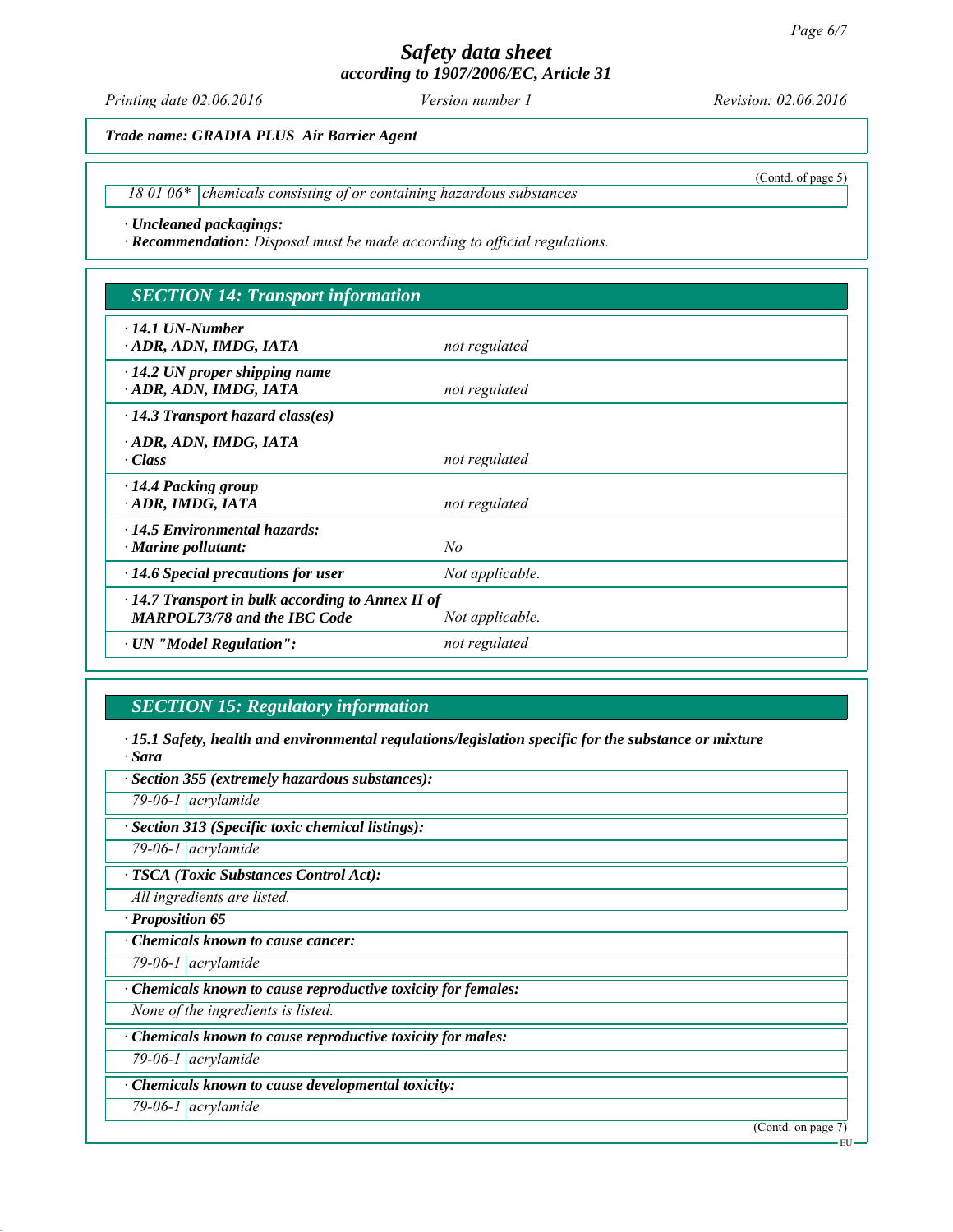Trade name: GRADIA PLUS Air Barrier Agent

(Contd. of page 5)

| | |
|---|---|
| 18 01 06* | chemicals consisting of or containing hazardous substances |

· **Uncleaned packagings:**
· **Recommendation:** Disposal must be made according to official regulations.

## SECTION 14: Transport information

| | |
|---|---|
| · **14.1 UN-Number**<br>· **ADR, ADN, IMDG, IATA** | not regulated |
| · **14.2 UN proper shipping name**<br>· **ADR, ADN, IMDG, IATA** | not regulated |
| · **14.3 Transport hazard class(es)** | |
| · **ADR, ADN, IMDG, IATA**<br>· **Class** | not regulated |
| · **14.4 Packing group**<br>· **ADR, IMDG, IATA** | not regulated |
| · **14.5 Environmental hazards:**<br>· **Marine pollutant:** | No |
| · **14.6 Special precautions for user** | Not applicable. |
| · **14.7 Transport in bulk according to Annex II of MARPOL73/78 and the IBC Code** | Not applicable. |
| · **UN "Model Regulation":** | not regulated |

## SECTION 15: Regulatory information

· **15.1 Safety, health and environmental regulations/legislation specific for the substance or mixture**
· **Sara**

· **Section 355 (extremely hazardous substances):**

| | |
|---|---|
| 79-06-1 | acrylamide |

· **Section 313 (Specific toxic chemical listings):**

| | |
|---|---|
| 79-06-1 | acrylamide |

· **TSCA (Toxic Substances Control Act):**

All ingredients are listed.

· **Proposition 65**

· **Chemicals known to cause cancer:**

| | |
|---|---|
| 79-06-1 | acrylamide |

· **Chemicals known to cause reproductive toxicity for females:**

None of the ingredients is listed.

· **Chemicals known to cause reproductive toxicity for males:**

| | |
|---|---|
| 79-06-1 | acrylamide |

· **Chemicals known to cause developmental toxicity:**

| | |
|---|---|
| 79-06-1 | acrylamide |

(Contd. on page 7)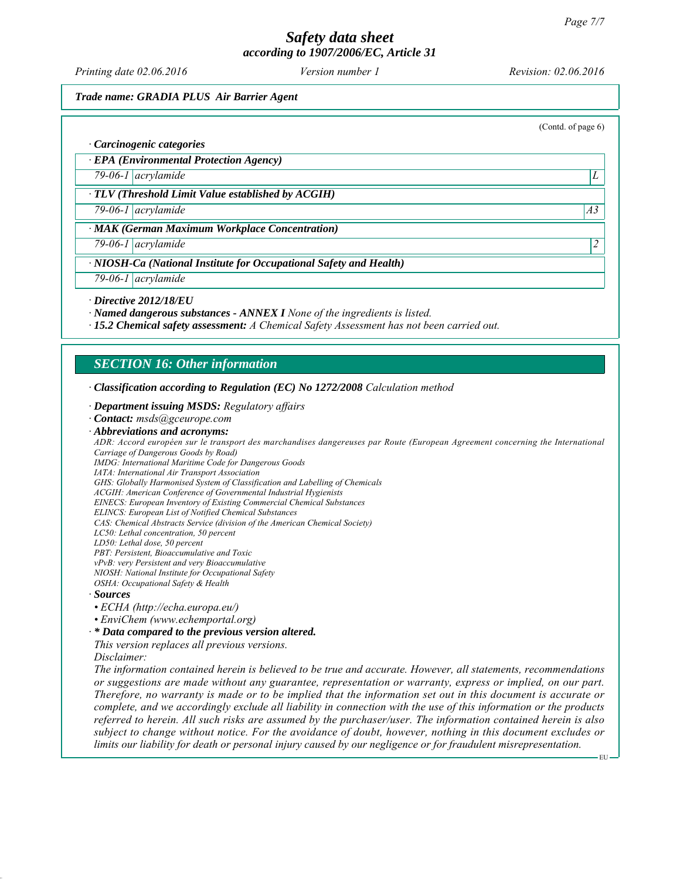(Contd. of page 6)

· **Carcinogenic categories**

· **EPA (Environmental Protection Agency)**

| | | |
|---|---|---|
| 79-06-1 | acrylamide | L |

· **TLV (Threshold Limit Value established by ACGIH)**

| | | |
|---|---|---|
| 79-06-1 | acrylamide | A3 |

· **MAK (German Maximum Workplace Concentration)**

| | | |
|---|---|---|
| 79-06-1 | acrylamide | 2 |

· **NIOSH-Ca (National Institute for Occupational Safety and Health)**

| | |
|---|---|
| 79-06-1 | acrylamide |

· ***Directive 2012/18/EU***

· ***Named dangerous substances - ANNEX I*** *None of the ingredients is listed.*

· ***15.2 Chemical safety assessment:*** *A Chemical Safety Assessment has not been carried out.*

## SECTION 16: Other information

· ***Classification according to Regulation (EC) No 1272/2008*** *Calculation method*

· ***Department issuing MSDS:*** *Regulatory affairs*

· ***Contact:*** *msds@gceurope.com*

· ***Abbreviations and acronyms:***

*ADR: Accord européen sur le transport des marchandises dangereuses par Route (European Agreement concerning the International Carriage of Dangerous Goods by Road)*
*IMDG: International Maritime Code for Dangerous Goods*
*IATA: International Air Transport Association*
*GHS: Globally Harmonised System of Classification and Labelling of Chemicals*
*ACGIH: American Conference of Governmental Industrial Hygienists*
*EINECS: European Inventory of Existing Commercial Chemical Substances*
*ELINCS: European List of Notified Chemical Substances*
*CAS: Chemical Abstracts Service (division of the American Chemical Society)*
*LC50: Lethal concentration, 50 percent*
*LD50: Lethal dose, 50 percent*
*PBT: Persistent, Bioaccumulative and Toxic*
*vPvB: very Persistent and very Bioaccumulative*
*NIOSH: National Institute for Occupational Safety*
*OSHA: Occupational Safety & Health*

· ***Sources***

- *ECHA (http://echa.europa.eu/)*
- *EnviChem (www.echemportal.org)*

· ***\* Data compared to the previous version altered.***

*This version replaces all previous versions.*

*Disclaimer:*

*The information contained herein is believed to be true and accurate. However, all statements, recommendations or suggestions are made without any guarantee, representation or warranty, express or implied, on our part. Therefore, no warranty is made or to be implied that the information set out in this document is accurate or complete, and we accordingly exclude all liability in connection with the use of this information or the products referred to herein. All such risks are assumed by the purchaser/user. The information contained herein is also subject to change without notice. For the avoidance of doubt, however, nothing in this document excludes or limits our liability for death or personal injury caused by our negligence or for fraudulent misrepresentation.*

EU